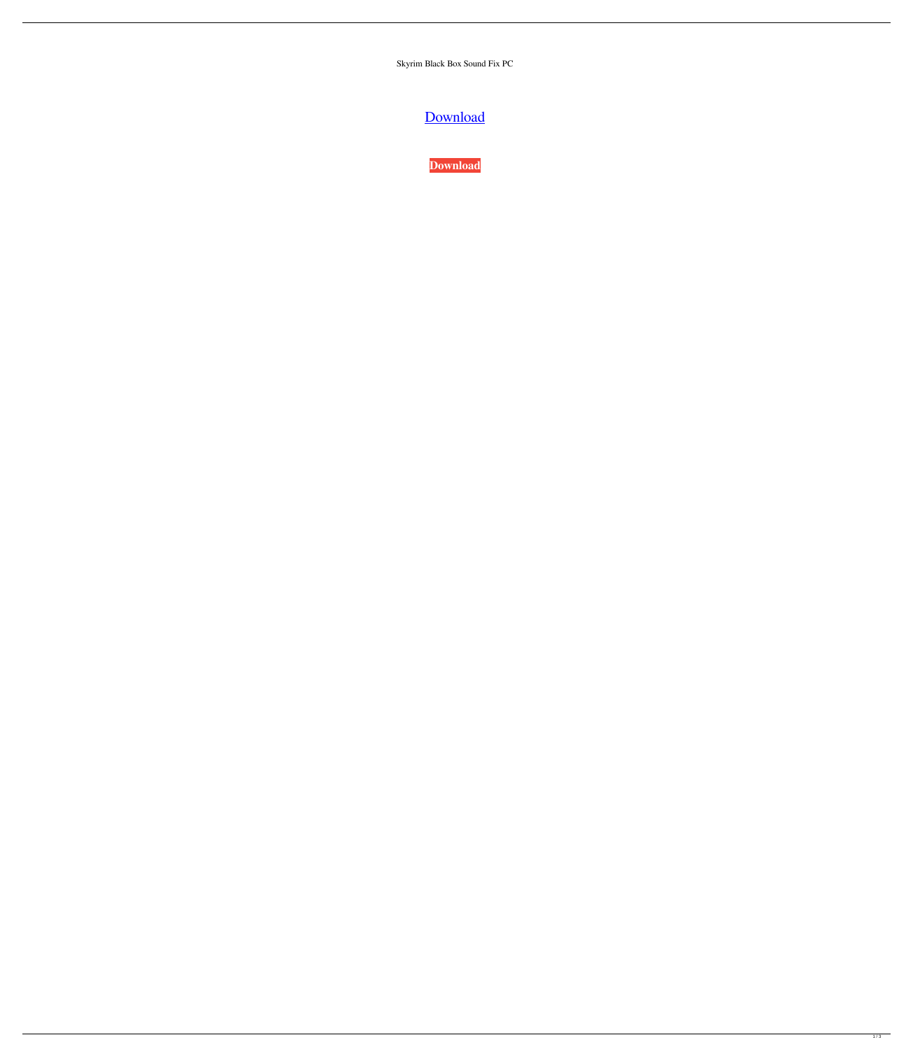Skyrim Black Box Sound Fix PC

Download

**Download**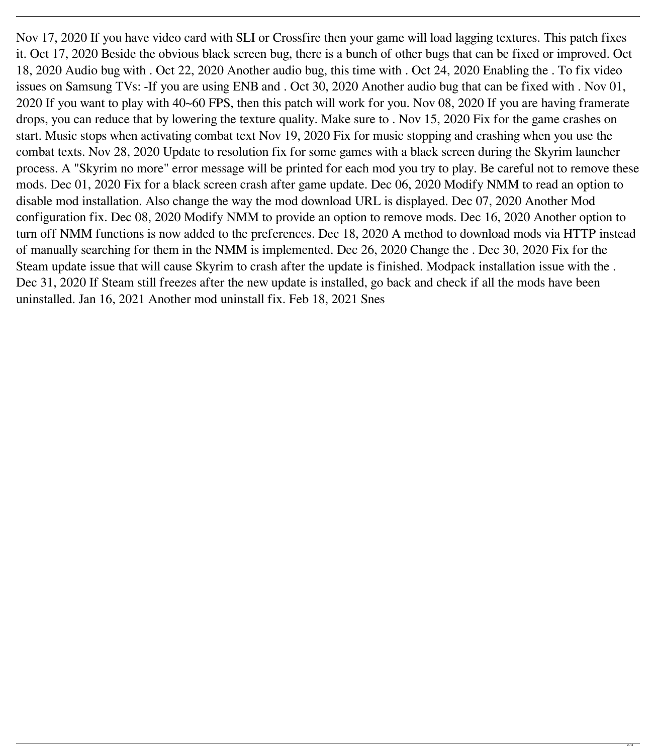Nov 17, 2020 If you have video card with SLI or Crossfire then your game will load lagging textures. This patch fixes it. Oct 17, 2020 Beside the obvious black screen bug, there is a bunch of other bugs that can be fixed or improved. Oct 18, 2020 Audio bug with . Oct 22, 2020 Another audio bug, this time with . Oct 24, 2020 Enabling the . To fix video issues on Samsung TVs: -If you are using ENB and . Oct 30, 2020 Another audio bug that can be fixed with . Nov 01, 2020 If you want to play with 40~60 FPS, then this patch will work for you. Nov 08, 2020 If you are having framerate drops, you can reduce that by lowering the texture quality. Make sure to . Nov 15, 2020 Fix for the game crashes on start. Music stops when activating combat text Nov 19, 2020 Fix for music stopping and crashing when you use the combat texts. Nov 28, 2020 Update to resolution fix for some games with a black screen during the Skyrim launcher process. A "Skyrim no more" error message will be printed for each mod you try to play. Be careful not to remove these mods. Dec 01, 2020 Fix for a black screen crash after game update. Dec 06, 2020 Modify NMM to read an option to disable mod installation. Also change the way the mod download URL is displayed. Dec 07, 2020 Another Mod configuration fix. Dec 08, 2020 Modify NMM to provide an option to remove mods. Dec 16, 2020 Another option to turn off NMM functions is now added to the preferences. Dec 18, 2020 A method to download mods via HTTP instead of manually searching for them in the NMM is implemented. Dec 26, 2020 Change the . Dec 30, 2020 Fix for the Steam update issue that will cause Skyrim to crash after the update is finished. Modpack installation issue with the . Dec 31, 2020 If Steam still freezes after the new update is installed, go back and check if all the mods have been uninstalled. Jan 16, 2021 Another mod uninstall fix. Feb 18, 2021 Snes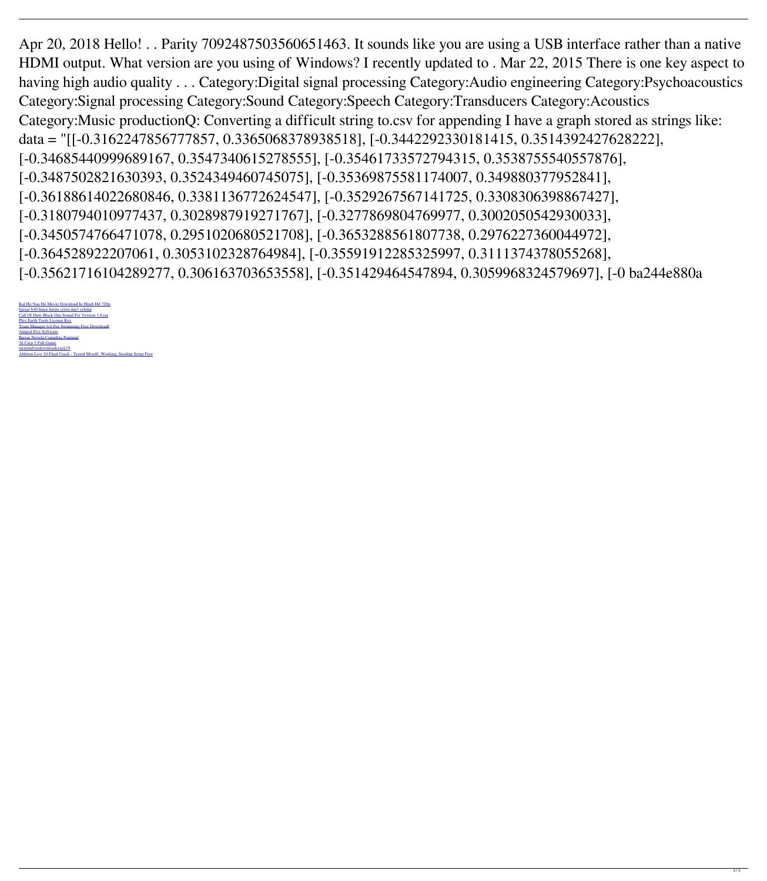Apr 20, 2018 Hello! . . Parity 7092487503560651463. It sounds like you are using a USB interface rather than a native HDMI output. What version are you using of Windows? I recently updated to . Mar 22, 2015 There is one key aspect to having high audio quality . . . Category:Digital signal processing Category:Audio engineering Category:Psychoacoustics Category:Signal processing Category:Sound Category:Speech Category:Transducers Category:Acoustics Category:Music productionQ: Converting a difficult string to.csv for appending I have a graph stored as strings like: data = "[[-0.3162247856777857, 0.3365068378938518], [-0.3442292330181415, 0.3514392427628222], [-0.34685440999689167, 0.3547340615278555], [-0.35461733572794315, 0.3538755540557876], [-0.3487502821630393, 0.3524349460745075], [-0.35369875581174007, 0.349880377952841], [-0.36188614022680846, 0.3381136772624547], [-0.3529267567141725, 0.3308306398867427], [-0.3180794010977437, 0.3028987919271767], [-0.3277869804769977, 0.3002050542930033], [-0.3450574766471078, 0.2951020680521708], [-0.3653288561807738, 0.2976227360044972], [-0.364528922207061, 0.3053102328764984], [-0.35591912285325997, 0.3111374378055268], [-0.35621716104289277, 0.306163703653558], [-0.351429464547894, 0.3059968324579697], [-0 ba244e880a

Kal Ho Naa Ho Movie Download In Hindi Hd 720p
baixar 640 hinos harpa crista mp3 celular
Call Of Duty Black Ops Sound Fix Version 1.0.rar
Plex Earth Tools License Key
Team Manager 6.0 For Swimming Free Downloadl
Amped Five Software
Baixar Novela Completa Pantanal
3d Carp 3 Full Game
turnitinfreedownloadcrack19
Ableton Live 10 Final Crack - Tested Myself, Working, Seeding Setup Free